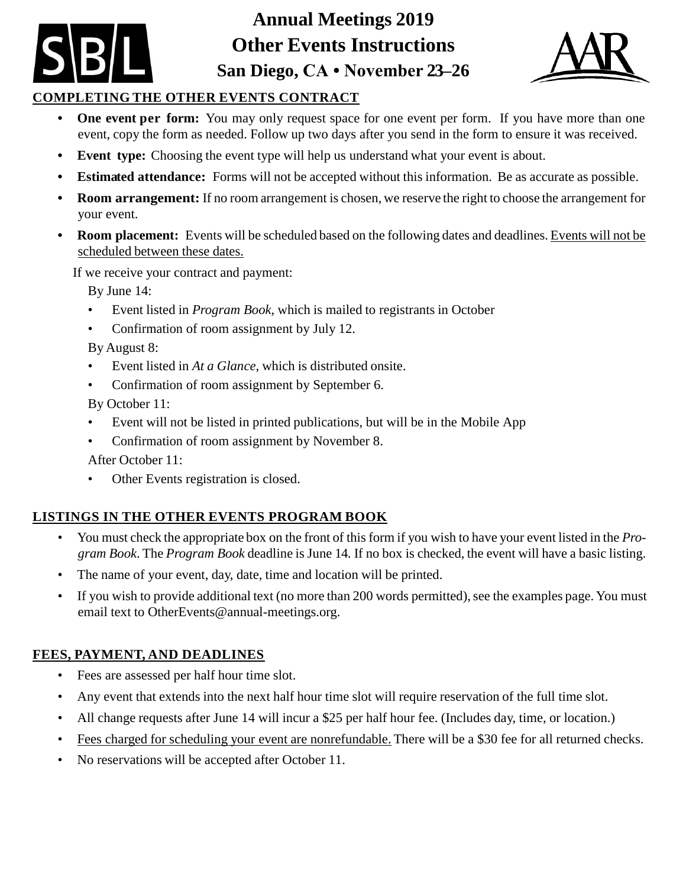# Annual Meetings 2019
# Other Events Instructions
## San Diego, CA • November 23–26

## COMPLETING THE OTHER EVENTS CONTRACT

- **One event per form:** You may only request space for one event per form. If you have more than one event, copy the form as needed. Follow up two days after you send in the form to ensure it was received.
- **Event type:** Choosing the event type will help us understand what your event is about.
- **Estimated attendance:** Forms will not be accepted without this information. Be as accurate as possible.
- **Room arrangement:** If no room arrangement is chosen, we reserve the right to choose the arrangement for your event.
- **Room placement:** Events will be scheduled based on the following dates and deadlines. Events will not be scheduled between these dates.

If we receive your contract and payment:

By June 14:

- Event listed in *Program Book*, which is mailed to registrants in October
- Confirmation of room assignment by July 12.

By August 8:

- Event listed in *At a Glance*, which is distributed onsite.
- Confirmation of room assignment by September 6.

By October 11:

- Event will not be listed in printed publications, but will be in the Mobile App
- Confirmation of room assignment by November 8.

After October 11:

- Other Events registration is closed.

## LISTINGS IN THE OTHER EVENTS PROGRAM BOOK

- You must check the appropriate box on the front of this form if you wish to have your event listed in the *Program Book*. The *Program Book* deadline is June 14. If no box is checked, the event will have a basic listing.
- The name of your event, day, date, time and location will be printed.
- If you wish to provide additional text (no more than 200 words permitted), see the examples page. You must email text to OtherEvents@annual-meetings.org.

## FEES, PAYMENT, AND DEADLINES

- Fees are assessed per half hour time slot.
- Any event that extends into the next half hour time slot will require reservation of the full time slot.
- All change requests after June 14 will incur a $25 per half hour fee. (Includes day, time, or location.)
- Fees charged for scheduling your event are nonrefundable. There will be a $30 fee for all returned checks.
- No reservations will be accepted after October 11.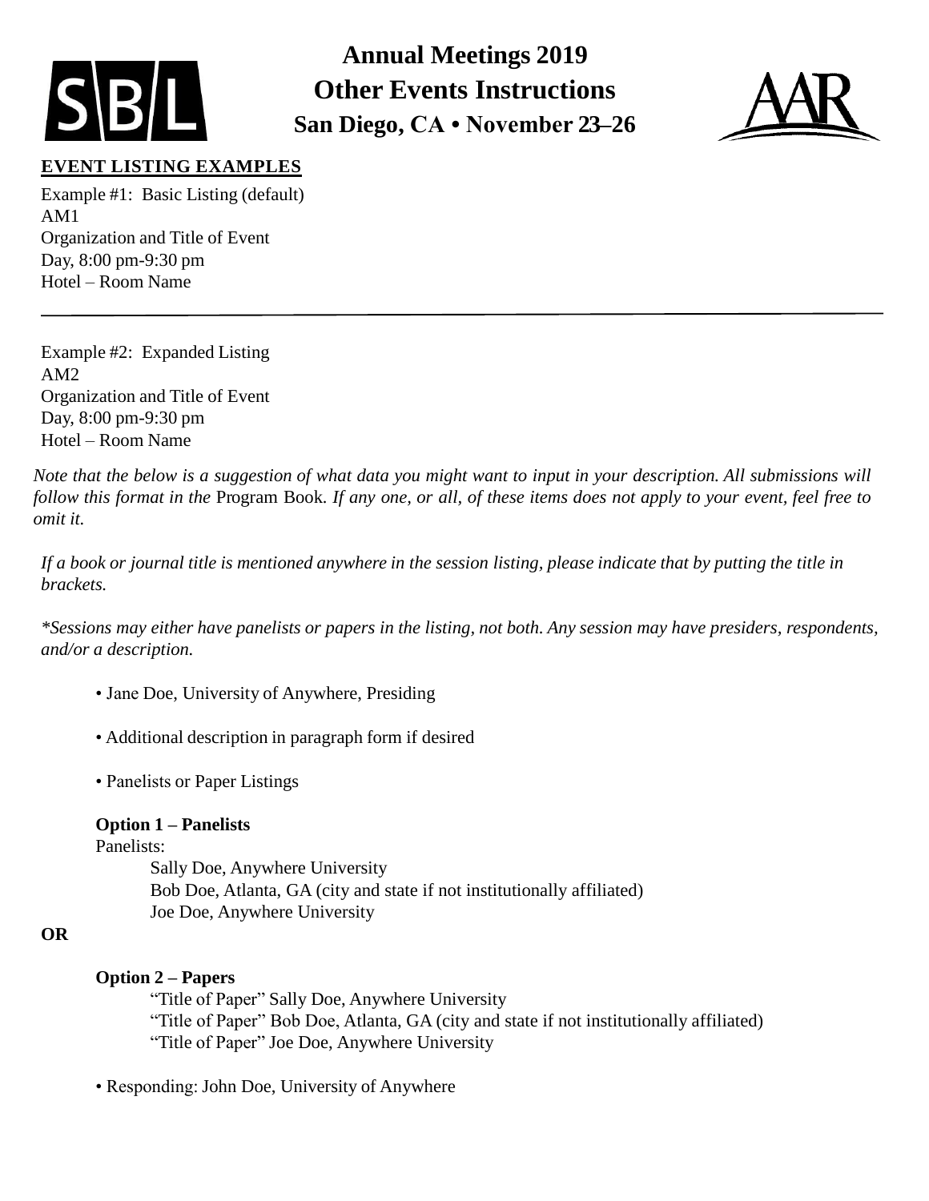# Annual Meetings 2019
## Other Events Instructions
### San Diego, CA • November 23–26

**EVENT LISTING EXAMPLES**

Example #1: Basic Listing (default)
AM1
Organization and Title of Event
Day, 8:00 pm-9:30 pm
Hotel – Room Name

---

Example #2: Expanded Listing
AM2
Organization and Title of Event
Day, 8:00 pm-9:30 pm
Hotel – Room Name

*Note that the below is a suggestion of what data you might want to input in your description. All submissions will follow this format in the* Program Book. *If any one, or all, of these items does not apply to your event, feel free to omit it.*

*If a book or journal title is mentioned anywhere in the session listing, please indicate that by putting the title in brackets.*

*\*Sessions may either have panelists or papers in the listing, not both. Any session may have presiders, respondents, and/or a description.*

- Jane Doe, University of Anywhere, Presiding
- Additional description in paragraph form if desired
- Panelists or Paper Listings

**Option 1 – Panelists**
Panelists:
Sally Doe, Anywhere University
Bob Doe, Atlanta, GA (city and state if not institutionally affiliated)
Joe Doe, Anywhere University

**OR**

**Option 2 – Papers**
"Title of Paper" Sally Doe, Anywhere University
"Title of Paper" Bob Doe, Atlanta, GA (city and state if not institutionally affiliated)
"Title of Paper" Joe Doe, Anywhere University

- Responding: John Doe, University of Anywhere